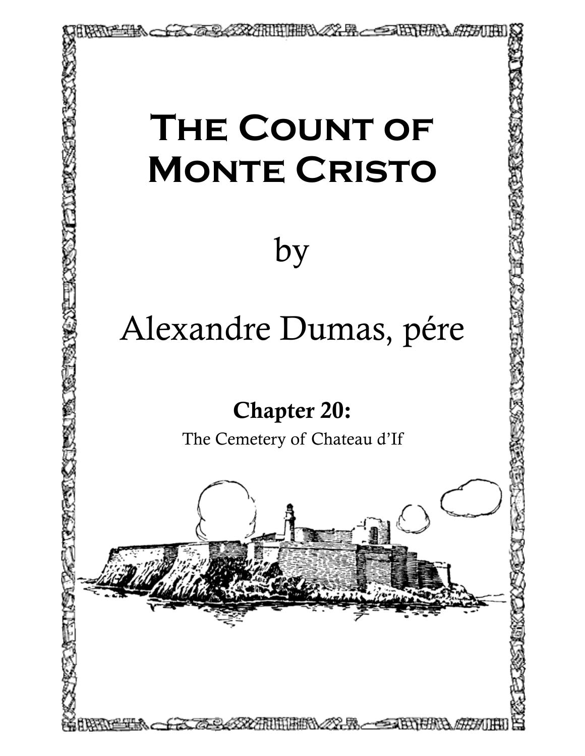# The Count of Monte Cristo

by

Alexandre Dumas, pére

## Chapter 20:

The Cemetery of Chateau d'If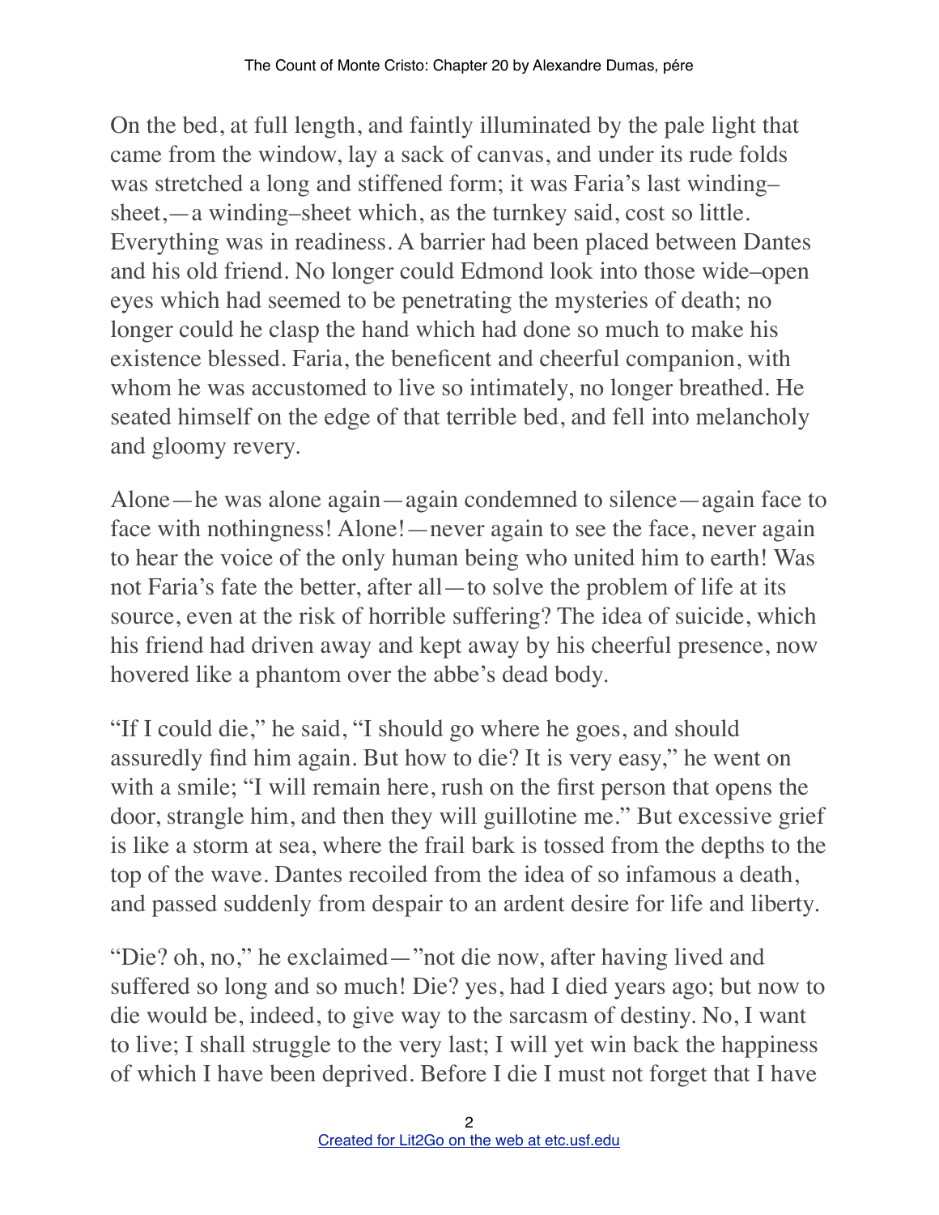On the bed, at full length, and faintly illuminated by the pale light that came from the window, lay a sack of canvas, and under its rude folds was stretched a long and stiffened form; it was Faria's last winding–sheet,—a winding–sheet which, as the turnkey said, cost so little. Everything was in readiness. A barrier had been placed between Dantes and his old friend. No longer could Edmond look into those wide–open eyes which had seemed to be penetrating the mysteries of death; no longer could he clasp the hand which had done so much to make his existence blessed. Faria, the beneficent and cheerful companion, with whom he was accustomed to live so intimately, no longer breathed. He seated himself on the edge of that terrible bed, and fell into melancholy and gloomy revery.

Alone—he was alone again—again condemned to silence—again face to face with nothingness! Alone!—never again to see the face, never again to hear the voice of the only human being who united him to earth! Was not Faria's fate the better, after all—to solve the problem of life at its source, even at the risk of horrible suffering? The idea of suicide, which his friend had driven away and kept away by his cheerful presence, now hovered like a phantom over the abbe's dead body.

"If I could die," he said, "I should go where he goes, and should assuredly find him again. But how to die? It is very easy," he went on with a smile; "I will remain here, rush on the first person that opens the door, strangle him, and then they will guillotine me." But excessive grief is like a storm at sea, where the frail bark is tossed from the depths to the top of the wave. Dantes recoiled from the idea of so infamous a death, and passed suddenly from despair to an ardent desire for life and liberty.

"Die? oh, no," he exclaimed—"not die now, after having lived and suffered so long and so much! Die? yes, had I died years ago; but now to die would be, indeed, to give way to the sarcasm of destiny. No, I want to live; I shall struggle to the very last; I will yet win back the happiness of which I have been deprived. Before I die I must not forget that I have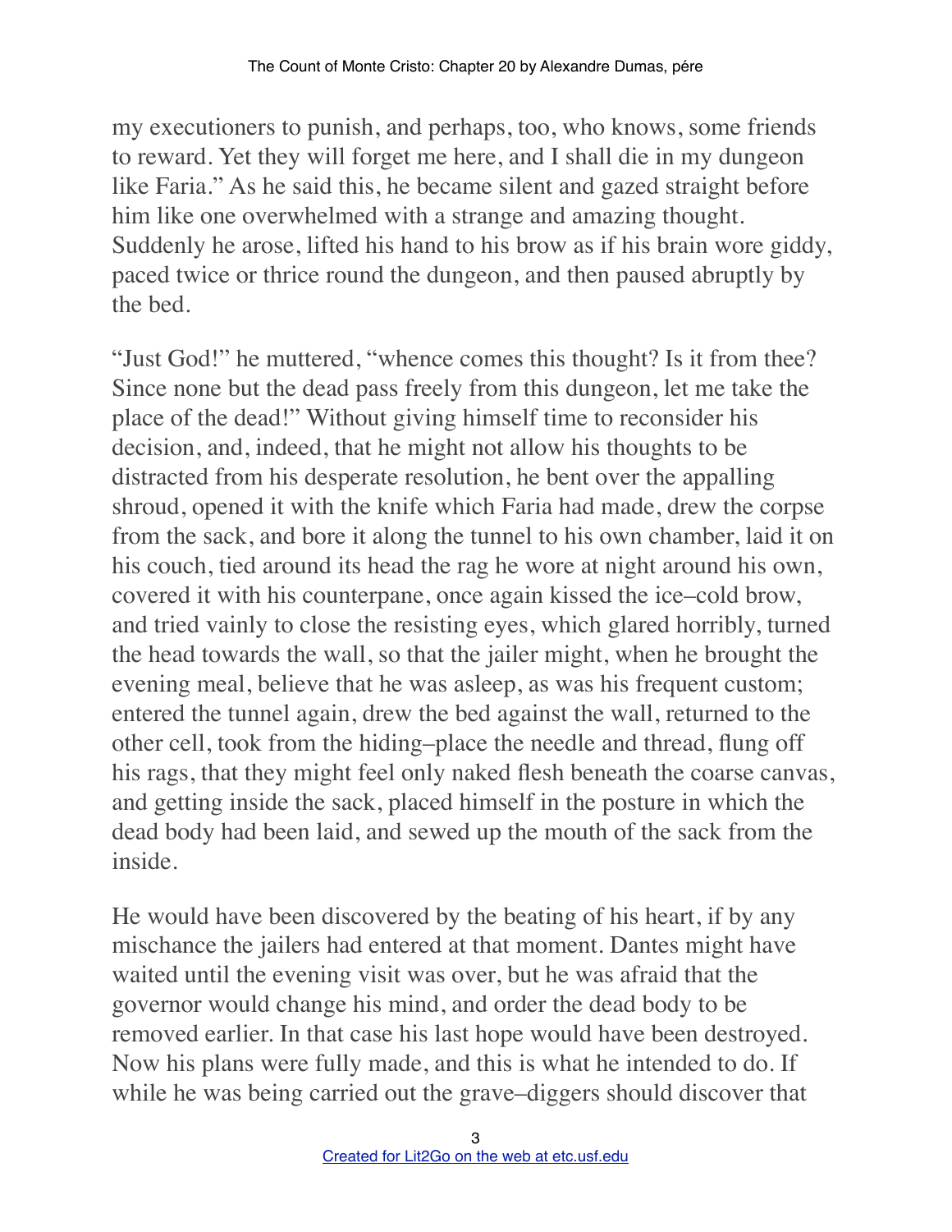my executioners to punish, and perhaps, too, who knows, some friends to reward. Yet they will forget me here, and I shall die in my dungeon like Faria." As he said this, he became silent and gazed straight before him like one overwhelmed with a strange and amazing thought. Suddenly he arose, lifted his hand to his brow as if his brain wore giddy, paced twice or thrice round the dungeon, and then paused abruptly by the bed.

"Just God!" he muttered, "whence comes this thought? Is it from thee? Since none but the dead pass freely from this dungeon, let me take the place of the dead!" Without giving himself time to reconsider his decision, and, indeed, that he might not allow his thoughts to be distracted from his desperate resolution, he bent over the appalling shroud, opened it with the knife which Faria had made, drew the corpse from the sack, and bore it along the tunnel to his own chamber, laid it on his couch, tied around its head the rag he wore at night around his own, covered it with his counterpane, once again kissed the ice–cold brow, and tried vainly to close the resisting eyes, which glared horribly, turned the head towards the wall, so that the jailer might, when he brought the evening meal, believe that he was asleep, as was his frequent custom; entered the tunnel again, drew the bed against the wall, returned to the other cell, took from the hiding–place the needle and thread, flung off his rags, that they might feel only naked flesh beneath the coarse canvas, and getting inside the sack, placed himself in the posture in which the dead body had been laid, and sewed up the mouth of the sack from the inside.

He would have been discovered by the beating of his heart, if by any mischance the jailers had entered at that moment. Dantes might have waited until the evening visit was over, but he was afraid that the governor would change his mind, and order the dead body to be removed earlier. In that case his last hope would have been destroyed. Now his plans were fully made, and this is what he intended to do. If while he was being carried out the grave–diggers should discover that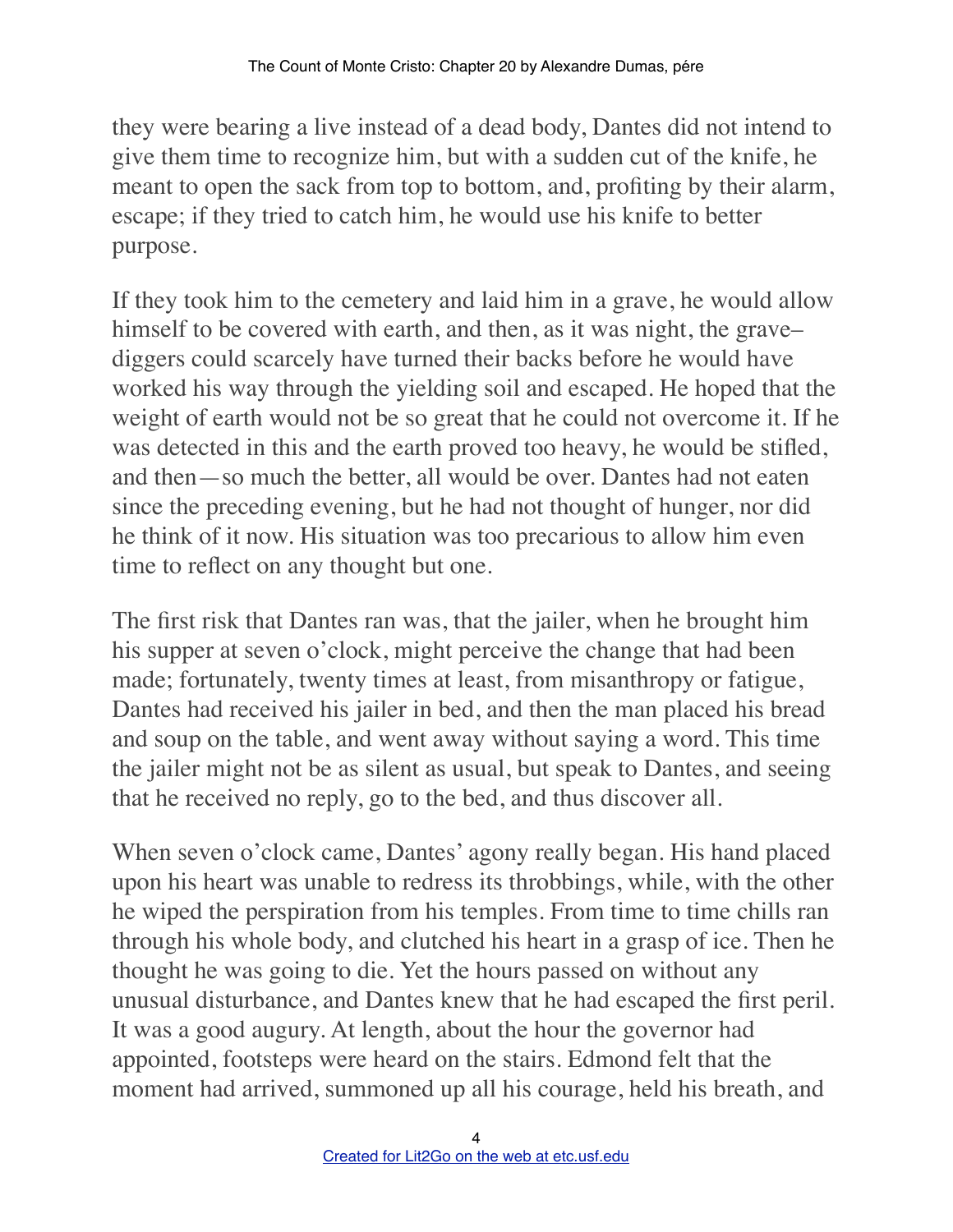they were bearing a live instead of a dead body, Dantes did not intend to give them time to recognize him, but with a sudden cut of the knife, he meant to open the sack from top to bottom, and, profiting by their alarm, escape; if they tried to catch him, he would use his knife to better purpose.

If they took him to the cemetery and laid him in a grave, he would allow himself to be covered with earth, and then, as it was night, the grave–diggers could scarcely have turned their backs before he would have worked his way through the yielding soil and escaped. He hoped that the weight of earth would not be so great that he could not overcome it. If he was detected in this and the earth proved too heavy, he would be stifled, and then—so much the better, all would be over. Dantes had not eaten since the preceding evening, but he had not thought of hunger, nor did he think of it now. His situation was too precarious to allow him even time to reflect on any thought but one.

The first risk that Dantes ran was, that the jailer, when he brought him his supper at seven o'clock, might perceive the change that had been made; fortunately, twenty times at least, from misanthropy or fatigue, Dantes had received his jailer in bed, and then the man placed his bread and soup on the table, and went away without saying a word. This time the jailer might not be as silent as usual, but speak to Dantes, and seeing that he received no reply, go to the bed, and thus discover all.

When seven o'clock came, Dantes' agony really began. His hand placed upon his heart was unable to redress its throbbings, while, with the other he wiped the perspiration from his temples. From time to time chills ran through his whole body, and clutched his heart in a grasp of ice. Then he thought he was going to die. Yet the hours passed on without any unusual disturbance, and Dantes knew that he had escaped the first peril. It was a good augury. At length, about the hour the governor had appointed, footsteps were heard on the stairs. Edmond felt that the moment had arrived, summoned up all his courage, held his breath, and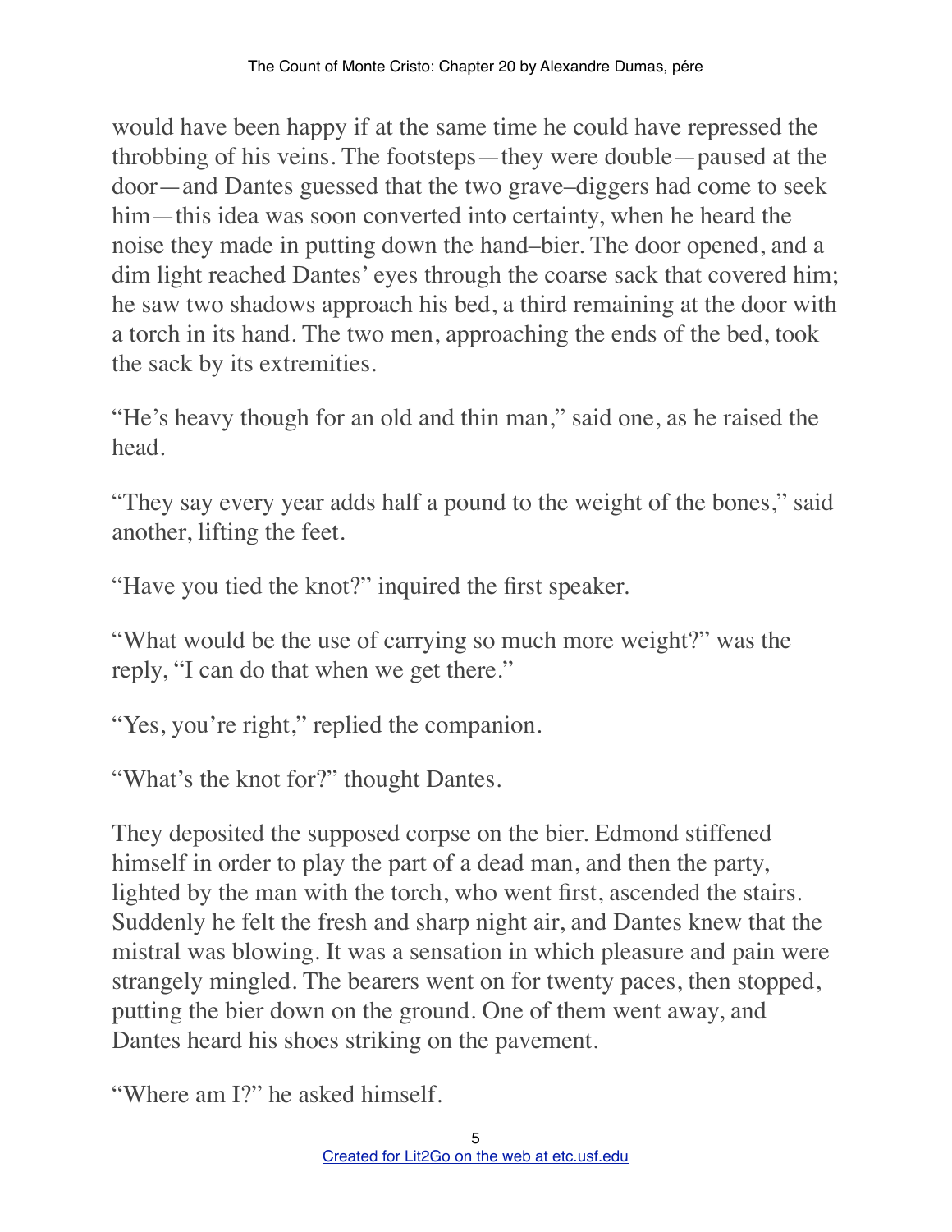would have been happy if at the same time he could have repressed the throbbing of his veins. The footsteps—they were double—paused at the door—and Dantes guessed that the two grave–diggers had come to seek him—this idea was soon converted into certainty, when he heard the noise they made in putting down the hand–bier. The door opened, and a dim light reached Dantes' eyes through the coarse sack that covered him; he saw two shadows approach his bed, a third remaining at the door with a torch in its hand. The two men, approaching the ends of the bed, took the sack by its extremities.

"He's heavy though for an old and thin man," said one, as he raised the head.

"They say every year adds half a pound to the weight of the bones," said another, lifting the feet.

"Have you tied the knot?" inquired the first speaker.

"What would be the use of carrying so much more weight?" was the reply, "I can do that when we get there."

"Yes, you're right," replied the companion.

"What's the knot for?" thought Dantes.

They deposited the supposed corpse on the bier. Edmond stiffened himself in order to play the part of a dead man, and then the party, lighted by the man with the torch, who went first, ascended the stairs. Suddenly he felt the fresh and sharp night air, and Dantes knew that the mistral was blowing. It was a sensation in which pleasure and pain were strangely mingled. The bearers went on for twenty paces, then stopped, putting the bier down on the ground. One of them went away, and Dantes heard his shoes striking on the pavement.

"Where am I?" he asked himself.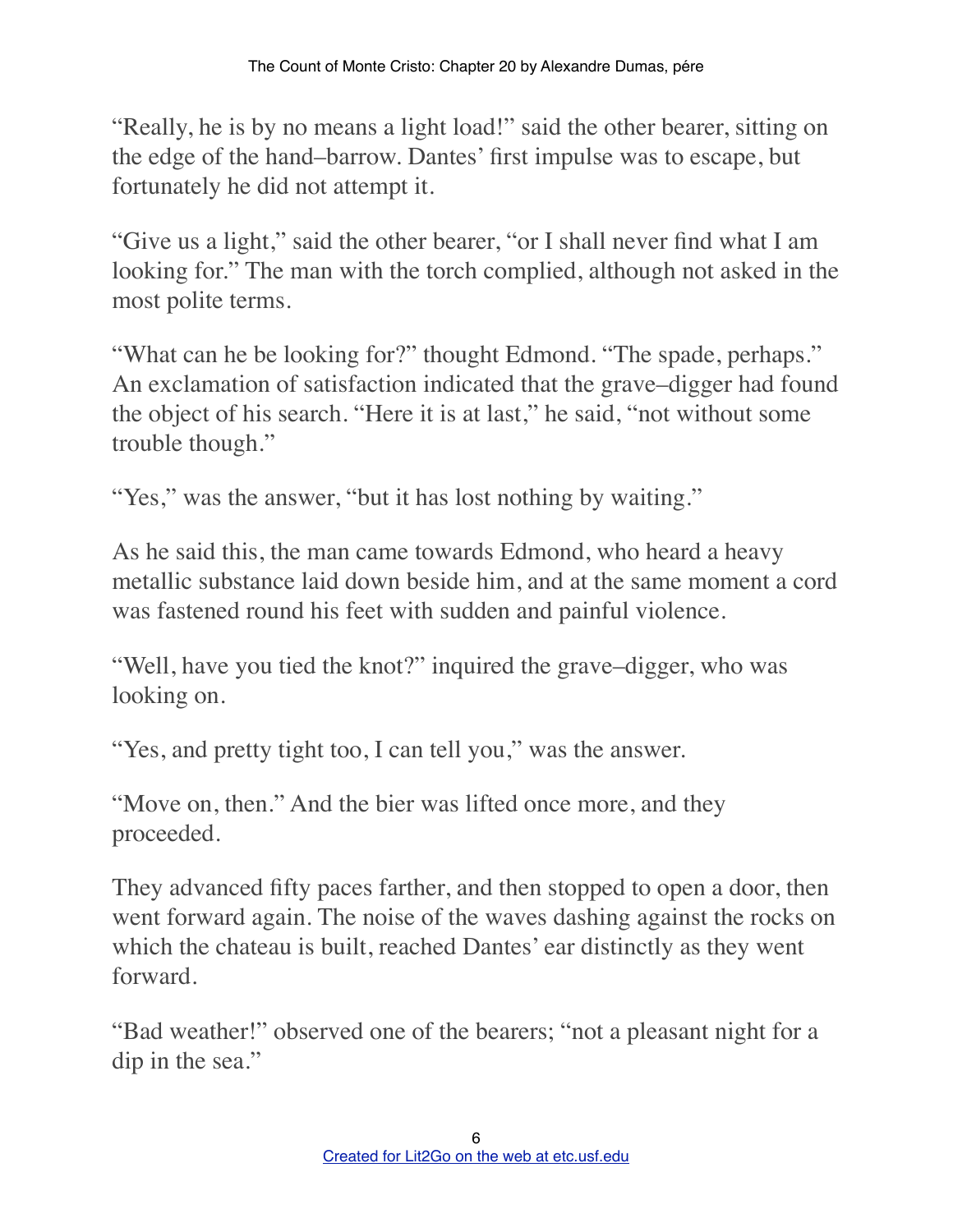"Really, he is by no means a light load!" said the other bearer, sitting on the edge of the hand–barrow. Dantes' first impulse was to escape, but fortunately he did not attempt it.

"Give us a light," said the other bearer, "or I shall never find what I am looking for." The man with the torch complied, although not asked in the most polite terms.

"What can he be looking for?" thought Edmond. "The spade, perhaps." An exclamation of satisfaction indicated that the grave–digger had found the object of his search. "Here it is at last," he said, "not without some trouble though."

"Yes," was the answer, "but it has lost nothing by waiting."

As he said this, the man came towards Edmond, who heard a heavy metallic substance laid down beside him, and at the same moment a cord was fastened round his feet with sudden and painful violence.

"Well, have you tied the knot?" inquired the grave–digger, who was looking on.

"Yes, and pretty tight too, I can tell you," was the answer.

"Move on, then." And the bier was lifted once more, and they proceeded.

They advanced fifty paces farther, and then stopped to open a door, then went forward again. The noise of the waves dashing against the rocks on which the chateau is built, reached Dantes' ear distinctly as they went forward.

"Bad weather!" observed one of the bearers; "not a pleasant night for a dip in the sea."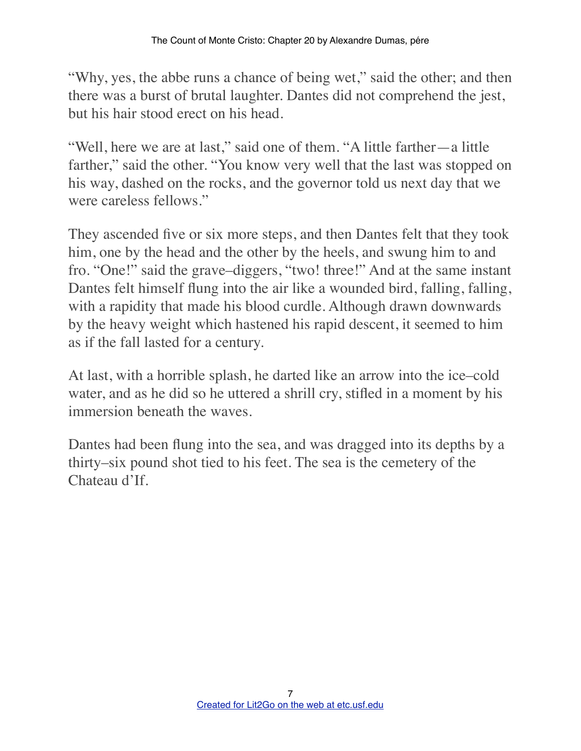“Why, yes, the abbe runs a chance of being wet,” said the other; and then there was a burst of brutal laughter. Dantes did not comprehend the jest, but his hair stood erect on his head.

“Well, here we are at last,” said one of them. “A little farther—a little farther,” said the other. “You know very well that the last was stopped on his way, dashed on the rocks, and the governor told us next day that we were careless fellows.”

They ascended five or six more steps, and then Dantes felt that they took him, one by the head and the other by the heels, and swung him to and fro. “One!” said the grave–diggers, “two! three!” And at the same instant Dantes felt himself flung into the air like a wounded bird, falling, falling, with a rapidity that made his blood curdle. Although drawn downwards by the heavy weight which hastened his rapid descent, it seemed to him as if the fall lasted for a century.

At last, with a horrible splash, he darted like an arrow into the ice–cold water, and as he did so he uttered a shrill cry, stifled in a moment by his immersion beneath the waves.

Dantes had been flung into the sea, and was dragged into its depths by a thirty–six pound shot tied to his feet. The sea is the cemetery of the Chateau d’If.